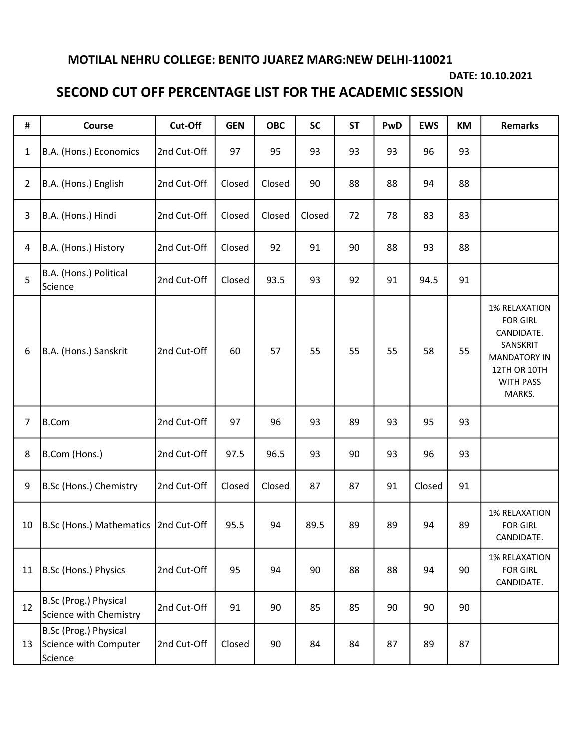## MOTILAL NEHRU COLLEGE: BENITO JUAREZ MARG:NEW DELHI-110021

**DATE: 10.10.2021**

## SECOND CUT OFF PERCENTAGE LIST FOR THE ACADEMIC SESSION

| # | Course | Cut-Off | GEN | OBC | SC | ST | PwD | EWS | KM | Remarks |
|---|---|---|---|---|---|---|---|---|---|---|
| 1 | B.A. (Hons.) Economics | 2nd Cut-Off | 97 | 95 | 93 | 93 | 93 | 96 | 93 | |
| 2 | B.A. (Hons.) English | 2nd Cut-Off | Closed | Closed | 90 | 88 | 88 | 94 | 88 | |
| 3 | B.A. (Hons.) Hindi | 2nd Cut-Off | Closed | Closed | Closed | 72 | 78 | 83 | 83 | |
| 4 | B.A. (Hons.) History | 2nd Cut-Off | Closed | 92 | 91 | 90 | 88 | 93 | 88 | |
| 5 | B.A. (Hons.) Political Science | 2nd Cut-Off | Closed | 93.5 | 93 | 92 | 91 | 94.5 | 91 | |
| 6 | B.A. (Hons.) Sanskrit | 2nd Cut-Off | 60 | 57 | 55 | 55 | 55 | 58 | 55 | 1% RELAXATION FOR GIRL CANDIDATE. SANSKRIT MANDATORY IN 12TH OR 10TH WITH PASS MARKS. |
| 7 | B.Com | 2nd Cut-Off | 97 | 96 | 93 | 89 | 93 | 95 | 93 | |
| 8 | B.Com (Hons.) | 2nd Cut-Off | 97.5 | 96.5 | 93 | 90 | 93 | 96 | 93 | |
| 9 | B.Sc (Hons.) Chemistry | 2nd Cut-Off | Closed | Closed | 87 | 87 | 91 | Closed | 91 | |
| 10 | B.Sc (Hons.) Mathematics | 2nd Cut-Off | 95.5 | 94 | 89.5 | 89 | 89 | 94 | 89 | 1% RELAXATION FOR GIRL CANDIDATE. |
| 11 | B.Sc (Hons.) Physics | 2nd Cut-Off | 95 | 94 | 90 | 88 | 88 | 94 | 90 | 1% RELAXATION FOR GIRL CANDIDATE. |
| 12 | B.Sc (Prog.) Physical Science with Chemistry | 2nd Cut-Off | 91 | 90 | 85 | 85 | 90 | 90 | 90 | |
| 13 | B.Sc (Prog.) Physical Science with Computer Science | 2nd Cut-Off | Closed | 90 | 84 | 84 | 87 | 89 | 87 | |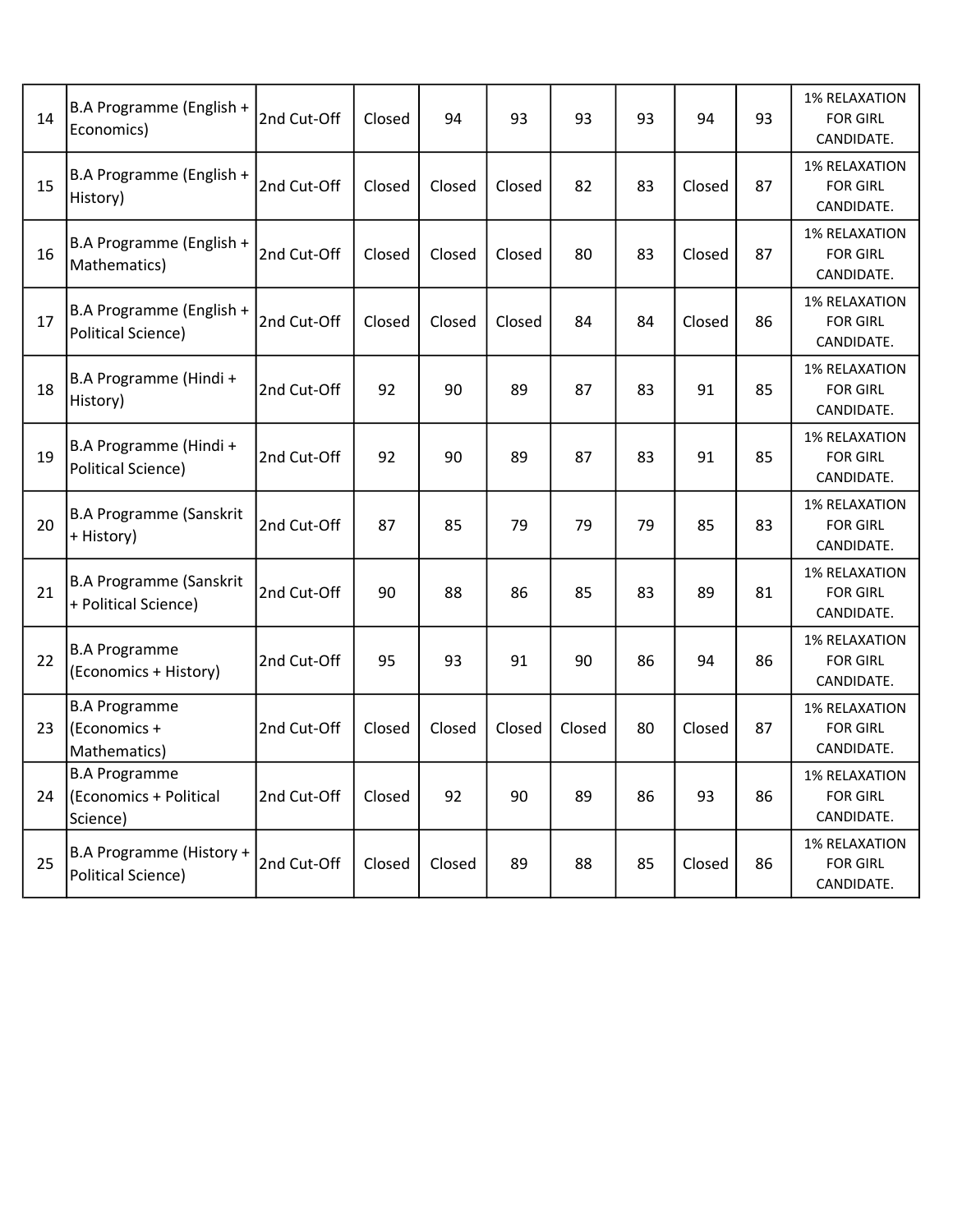| | | | | | | | | | | |
|---|---|---|---|---|---|---|---|---|---|---|
| 14 | B.A Programme (English + Economics) | 2nd Cut-Off | Closed | 94 | 93 | 93 | 93 | 94 | 93 | 1% RELAXATION FOR GIRL CANDIDATE. |
| 15 | B.A Programme (English + History) | 2nd Cut-Off | Closed | Closed | Closed | 82 | 83 | Closed | 87 | 1% RELAXATION FOR GIRL CANDIDATE. |
| 16 | B.A Programme (English + Mathematics) | 2nd Cut-Off | Closed | Closed | Closed | 80 | 83 | Closed | 87 | 1% RELAXATION FOR GIRL CANDIDATE. |
| 17 | B.A Programme (English + Political Science) | 2nd Cut-Off | Closed | Closed | Closed | 84 | 84 | Closed | 86 | 1% RELAXATION FOR GIRL CANDIDATE. |
| 18 | B.A Programme (Hindi + History) | 2nd Cut-Off | 92 | 90 | 89 | 87 | 83 | 91 | 85 | 1% RELAXATION FOR GIRL CANDIDATE. |
| 19 | B.A Programme (Hindi + Political Science) | 2nd Cut-Off | 92 | 90 | 89 | 87 | 83 | 91 | 85 | 1% RELAXATION FOR GIRL CANDIDATE. |
| 20 | B.A Programme (Sanskrit + History) | 2nd Cut-Off | 87 | 85 | 79 | 79 | 79 | 85 | 83 | 1% RELAXATION FOR GIRL CANDIDATE. |
| 21 | B.A Programme (Sanskrit + Political Science) | 2nd Cut-Off | 90 | 88 | 86 | 85 | 83 | 89 | 81 | 1% RELAXATION FOR GIRL CANDIDATE. |
| 22 | B.A Programme (Economics + History) | 2nd Cut-Off | 95 | 93 | 91 | 90 | 86 | 94 | 86 | 1% RELAXATION FOR GIRL CANDIDATE. |
| 23 | B.A Programme (Economics + Mathematics) | 2nd Cut-Off | Closed | Closed | Closed | Closed | 80 | Closed | 87 | 1% RELAXATION FOR GIRL CANDIDATE. |
| 24 | B.A Programme (Economics + Political Science) | 2nd Cut-Off | Closed | 92 | 90 | 89 | 86 | 93 | 86 | 1% RELAXATION FOR GIRL CANDIDATE. |
| 25 | B.A Programme (History + Political Science) | 2nd Cut-Off | Closed | Closed | 89 | 88 | 85 | Closed | 86 | 1% RELAXATION FOR GIRL CANDIDATE. |